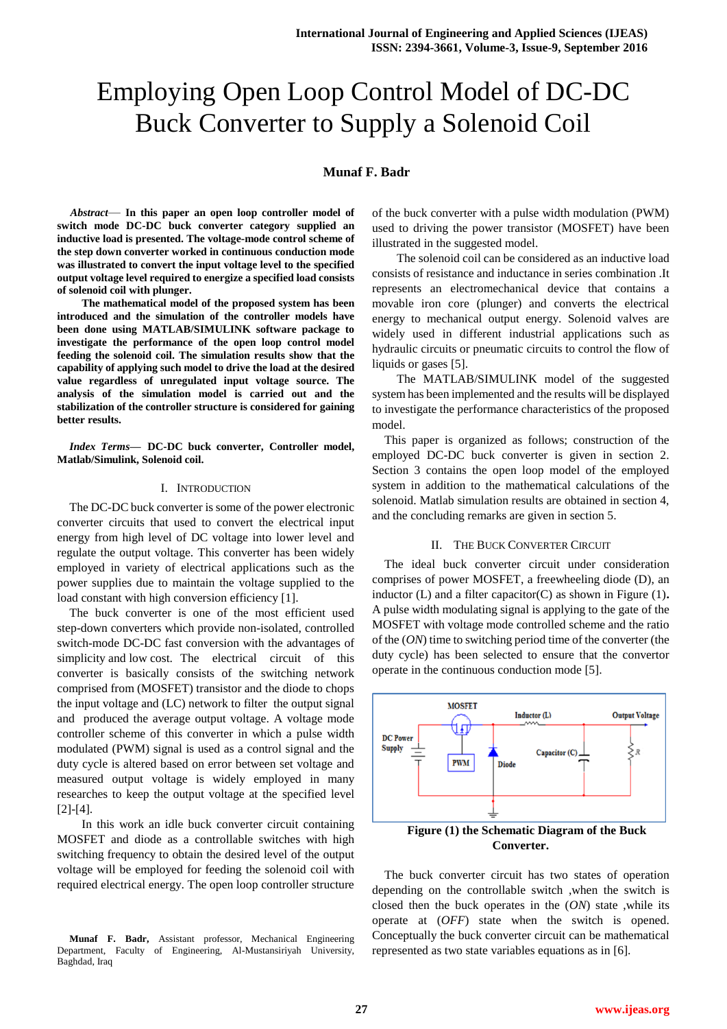# Employing Open Loop Control Model of DC-DC Buck Converter to Supply a Solenoid Coil

**Munaf F. Badr**

***Abstract*— In this paper an open loop controller model of switch mode DC-DC buck converter category supplied an inductive load is presented. The voltage-mode control scheme of the step down converter worked in continuous conduction mode was illustrated to convert the input voltage level to the specified output voltage level required to energize a specified load consists of solenoid coil with plunger.**

**The mathematical model of the proposed system has been introduced and the simulation of the controller models have been done using MATLAB/SIMULINK software package to investigate the performance of the open loop control model feeding the solenoid coil. The simulation results show that the capability of applying such model to drive the load at the desired value regardless of unregulated input voltage source. The analysis of the simulation model is carried out and the stabilization of the controller structure is considered for gaining better results.**

***Index Terms*— DC-DC buck converter, Controller model, Matlab/Simulink, Solenoid coil.**

## I. Introduction

The DC-DC buck converter is some of the power electronic converter circuits that used to convert the electrical input energy from high level of DC voltage into lower level and regulate the output voltage. This converter has been widely employed in variety of electrical applications such as the power supplies due to maintain the voltage supplied to the load constant with high conversion efficiency [1].

The buck converter is one of the most efficient used step-down converters which provide non-isolated, controlled switch-mode DC-DC fast conversion with the advantages of simplicity and low cost. The electrical circuit of this converter is basically consists of the switching network comprised from (MOSFET) transistor and the diode to chops the input voltage and (LC) network to filter the output signal and produced the average output voltage. A voltage mode controller scheme of this converter in which a pulse width modulated (PWM) signal is used as a control signal and the duty cycle is altered based on error between set voltage and measured output voltage is widely employed in many researches to keep the output voltage at the specified level [2]-[4].

In this work an idle buck converter circuit containing MOSFET and diode as a controllable switches with high switching frequency to obtain the desired level of the output voltage will be employed for feeding the solenoid coil with required electrical energy. The open loop controller structure of the buck converter with a pulse width modulation (PWM) used to driving the power transistor (MOSFET) have been illustrated in the suggested model.

The solenoid coil can be considered as an inductive load consists of resistance and inductance in series combination .It represents an electromechanical device that contains a movable iron core (plunger) and converts the electrical energy to mechanical output energy. Solenoid valves are widely used in different industrial applications such as hydraulic circuits or pneumatic circuits to control the flow of liquids or gases [5].

The MATLAB/SIMULINK model of the suggested system has been implemented and the results will be displayed to investigate the performance characteristics of the proposed model.

This paper is organized as follows; construction of the employed DC-DC buck converter is given in section 2. Section 3 contains the open loop model of the employed system in addition to the mathematical calculations of the solenoid. Matlab simulation results are obtained in section 4, and the concluding remarks are given in section 5.

## II. The Buck Converter Circuit

The ideal buck converter circuit under consideration comprises of power MOSFET, a freewheeling diode (D), an inductor (L) and a filter capacitor(C) as shown in Figure (1). A pulse width modulating signal is applying to the gate of the MOSFET with voltage mode controlled scheme and the ratio of the (*ON*) time to switching period time of the converter (the duty cycle) has been selected to ensure that the convertor operate in the continuous conduction mode [5].

**Figure (1) the Schematic Diagram of the Buck Converter.**

The buck converter circuit has two states of operation depending on the controllable switch ,when the switch is closed then the buck operates in the (*ON*) state ,while its operate at (*OFF*) state when the switch is opened. Conceptually the buck converter circuit can be mathematical represented as two state variables equations as in [6].

Munaf F. Badr, Assistant professor, Mechanical Engineering Department, Faculty of Engineering, Al-Mustansiriyah University, Baghdad, Iraq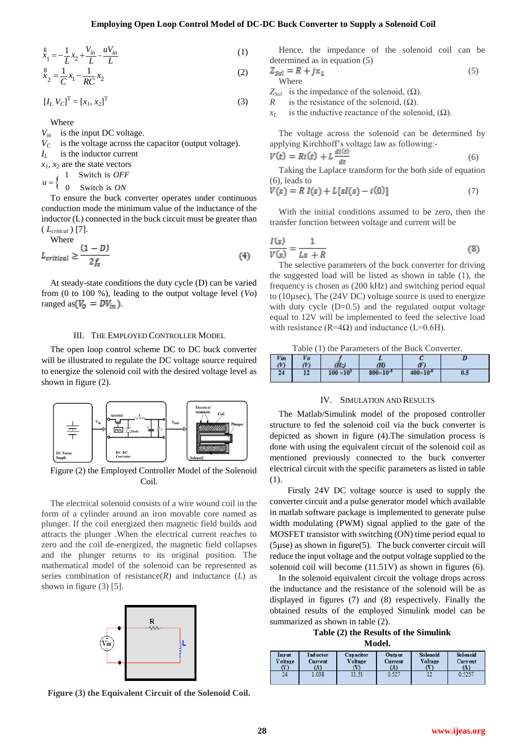$$\dot{x}_1 = -\frac{1}{L}x_2 + \frac{V_{in}}{L} - \frac{uV_{in}}{L} \quad (1)$$

$$\dot{x}_2 = \frac{1}{C}x_1 - \frac{1}{RC}x_2 \quad (2)$$

$$[I_L\ V_C]^T = [x_1, x_2]^T \quad (3)$$

Where

$V_{in}$ is the input DC voltage.

$V_C$ is the voltage across the capacitor (output voltage).

$I_L$ is the inductor current

$x_1$, $x_2$ are the state vectors

$$u = \begin{cases} 1 & \text{Switch is } OFF \\ 0 & \text{Switch is } ON \end{cases}$$

To ensure the buck converter operates under continuous conduction mode the minimum value of the inductance of the inductor (L) connected in the buck circuit must be greater than ($L_{critical}$) [7].

Where

$$L_{critical} \geq \frac{(1-D)}{2f_s} \quad (4)$$

At steady-state conditions the duty cycle (D) can be varied from (0 to 100 %), leading to the output voltage level (*Vo*) ranged as($V_o = DV_{in}$).

## III. The Employed Controller Model

The open loop control scheme DC to DC buck converter will be illustrated to regulate the DC voltage source required to energize the solenoid coil with the desired voltage level as shown in figure (2).

Figure (2) the Employed Controller Model of the Solenoid Coil.

The electrical solenoid consists of a wire wound coil in the form of a cylinder around an iron movable core named as plunger. If the coil energized then magnetic field builds and attracts the plunger .When the electrical current reaches to zero and the coil de-energized, the magnetic field collapses and the plunger returns to its original position. The mathematical model of the solenoid can be represented as series combination of resistance(*R*) and inductance (*L*) as shown in figure (3) [5].

**Figure (3) the Equivalent Circuit of the Solenoid Coil.**

Hence, the impedance of the solenoid coil can be determined as in equation (5)

$$Z_{Sol} = R + jx_L \quad (5)$$

Where

$Z_{Sol}$ is the impedance of the solenoid, (Ω).

$R$ is the resistance of the solenoid, (Ω).

$x_L$ is the inductive reactance of the solenoid, (Ω).

The voltage across the solenoid can be determined by applying Kirchhoff's voltage law as following:-

$$V(t) = Ri(t) + L\frac{di(t)}{dt} \quad (6)$$

Taking the Laplace transform for the both side of equation (6), leads to

$$V(s) = R\,I(s) + L[sI(s) - i(0)] \quad (7)$$

With the initial conditions assumed to be zero, then the transfer function between voltage and current will be

$$\frac{I(s)}{V(s)} = \frac{1}{Ls + R} \quad (8)$$

The selective parameters of the buck converter for driving the suggested load will be listed as shown in table (1), the frequency is chosen as (200 kHz) and switching period equal to (10µsec), The (24V DC) voltage source is used to energize with duty cycle (D=0.5) and the regulated output voltage equal to 12V will be implemented to feed the selective load with resistance (R=4Ω) and inductance (L=0.6H).

Table (1) the Parameters of the Buck Converter.

| Vin (V) | Vo (V) | f (Hz) | L (H) | C (F) | D |
|---|---|---|---|---|---|
| 24 | 12 | $100 \times 10^3$ | $800 \times 10^{-6}$ | $400 \times 10^{-6}$ | 0.5 |

## IV. Simulation and Results

The Matlab/Simulink model of the proposed controller structure to fed the solenoid coil via the buck converter is depicted as shown in figure (4).The simulation process is done with using the equivalent circuit of the solenoid coil as mentioned previously connected to the buck converter electrical circuit with the specific parameters as listed in table (1).

Firstly 24V DC voltage source is used to supply the converter circuit and a pulse generator model which available in matlab software package is implemented to generate pulse width modulating (PWM) signal applied to the gate of the MOSFET transistor with switching (ON) time period equal to (5µse) as shown in figure(5). The buck converter circuit will reduce the input voltage and the output voltage supplied to the solenoid coil will become (11.51V) as shown in figures (6).

In the solenoid equivalent circuit the voltage drops across the inductance and the resistance of the solenoid will be as displayed in figures (7) and (8) respectively. Finally the obtained results of the employed Simulink model can be summarized as shown in table (2).

**Table (2) the Results of the Simulink Model.**

| Input Voltage (V) | Inductor Current (A) | Capacitor Voltage (V) | Output Current (A) | Solenoid Voltage (V) | Solenoid Current (A) |
|---|---|---|---|---|---|
| 24 | 1.038 | 11.51 | 0.527 | 12 | 0.5257 |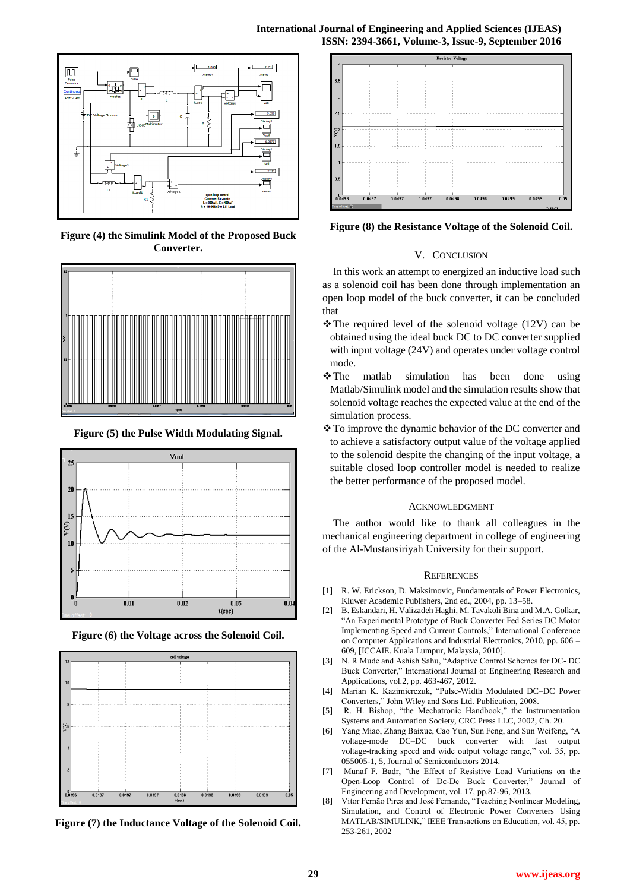Figure (4) the Simulink Model of the Proposed Buck Converter.

Figure (5) the Pulse Width Modulating Signal.

Vout

Figure (6) the Voltage across the Solenoid Coil.

coil voltage

Figure (7) the Inductance Voltage of the Solenoid Coil.

Resistor Voltage

Figure (8) the Resistance Voltage of the Solenoid Coil.

## V. CONCLUSION

In this work an attempt to energized an inductive load such as a solenoid coil has been done through implementation an open loop model of the buck converter, it can be concluded that

- ❖The required level of the solenoid voltage (12V) can be obtained using the ideal buck DC to DC converter supplied with input voltage (24V) and operates under voltage control mode.
- ❖The matlab simulation has been done using Matlab/Simulink model and the simulation results show that solenoid voltage reaches the expected value at the end of the simulation process.
- ❖To improve the dynamic behavior of the DC converter and to achieve a satisfactory output value of the voltage applied to the solenoid despite the changing of the input voltage, a suitable closed loop controller model is needed to realize the better performance of the proposed model.

## ACKNOWLEDGMENT

The author would like to thank all colleagues in the mechanical engineering department in college of engineering of the Al-Mustansiriyah University for their support.

## REFERENCES

[1] R. W. Erickson, D. Maksimovic, Fundamentals of Power Electronics, Kluwer Academic Publishers, 2nd ed., 2004, pp. 13–58.

[2] B. Eskandari, H. Valizadeh Haghi, M. Tavakoli Bina and M.A. Golkar, "An Experimental Prototype of Buck Converter Fed Series DC Motor Implementing Speed and Current Controls," International Conference on Computer Applications and Industrial Electronics, 2010, pp. 606 – 609, [ICCAIE. Kuala Lumpur, Malaysia, 2010].

[3] N. R Mude and Ashish Sahu, "Adaptive Control Schemes for DC- DC Buck Converter," International Journal of Engineering Research and Applications, vol.2, pp. 463-467, 2012.

[4] Marian K. Kazimierczuk, "Pulse-Width Modulated DC–DC Power Converters," John Wiley and Sons Ltd. Publication, 2008.

[5] R. H. Bishop, "the Mechatronic Handbook," the Instrumentation Systems and Automation Society, CRC Press LLC, 2002, Ch. 20.

[6] Yang Miao, Zhang Baixue, Cao Yun, Sun Feng, and Sun Weifeng, "A voltage-mode DC–DC buck converter with fast output voltage-tracking speed and wide output voltage range," vol. 35, pp. 055005-1, 5, Journal of Semiconductors 2014.

[7] Munaf F. Badr, "the Effect of Resistive Load Variations on the Open-Loop Control of Dc-Dc Buck Converter," Journal of Engineering and Development, vol. 17, pp.87-96, 2013.

[8] Vitor Fernão Pires and José Fernando, "Teaching Nonlinear Modeling, Simulation, and Control of Electronic Power Converters Using MATLAB/SIMULINK," IEEE Transactions on Education, vol. 45, pp. 253-261, 2002